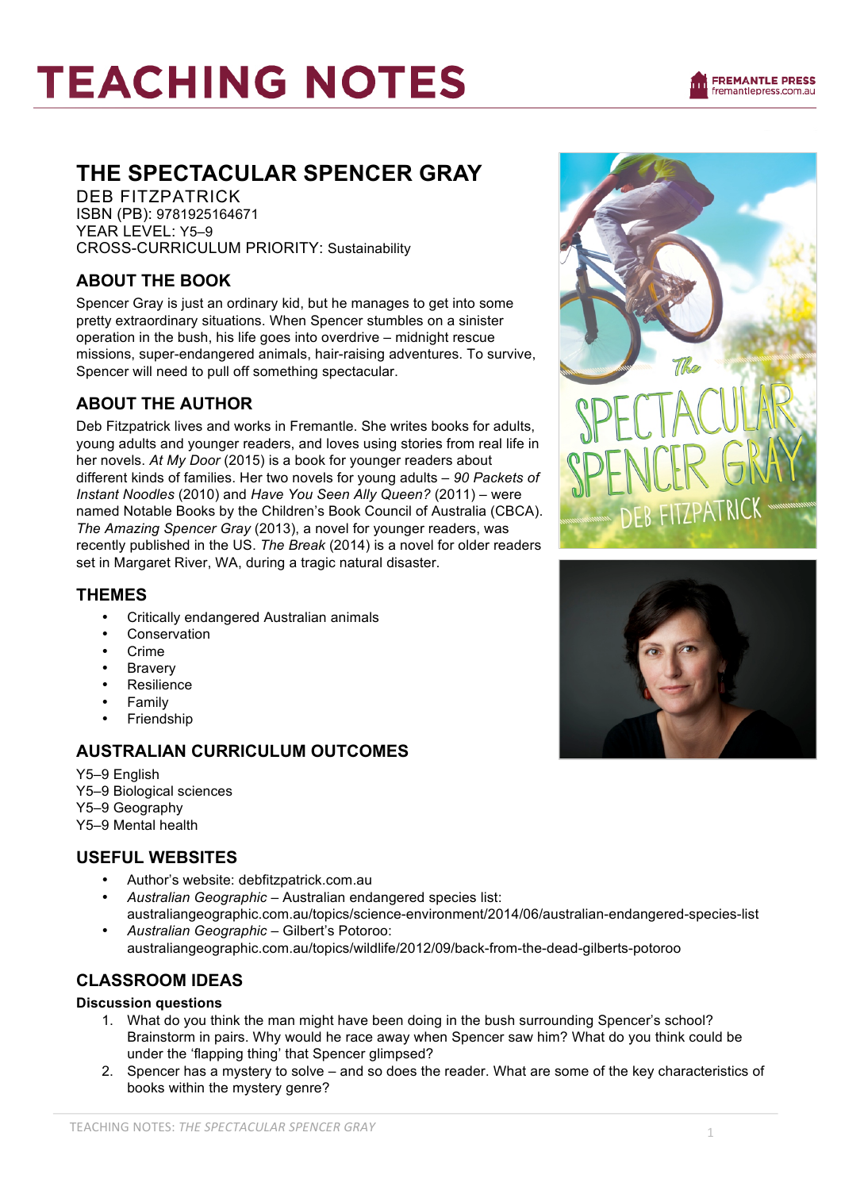# TEACHING NOTES

## THE SPECTACULAR SPENCER GRAY

DEB FITZPATRICK
ISBN (PB): 9781925164671
YEAR LEVEL: Y5–9
CROSS-CURRICULUM PRIORITY: Sustainability

### ABOUT THE BOOK

Spencer Gray is just an ordinary kid, but he manages to get into some pretty extraordinary situations. When Spencer stumbles on a sinister operation in the bush, his life goes into overdrive – midnight rescue missions, super-endangered animals, hair-raising adventures. To survive, Spencer will need to pull off something spectacular.

### ABOUT THE AUTHOR

Deb Fitzpatrick lives and works in Fremantle. She writes books for adults, young adults and younger readers, and loves using stories from real life in her novels. *At My Door* (2015) is a book for younger readers about different kinds of families. Her two novels for young adults – *90 Packets of Instant Noodles* (2010) and *Have You Seen Ally Queen?* (2011) – were named Notable Books by the Children's Book Council of Australia (CBCA). *The Amazing Spencer Gray* (2013), a novel for younger readers, was recently published in the US. *The Break* (2014) is a novel for older readers set in Margaret River, WA, during a tragic natural disaster.

### THEMES

- Critically endangered Australian animals
- Conservation
- Crime
- Bravery
- Resilience
- Family
- Friendship

### AUSTRALIAN CURRICULUM OUTCOMES

Y5–9 English
Y5–9 Biological sciences
Y5–9 Geography
Y5–9 Mental health

### USEFUL WEBSITES

- Author's website: debfitzpatrick.com.au
- *Australian Geographic* – Australian endangered species list: australiangeographic.com.au/topics/science-environment/2014/06/australian-endangered-species-list
- *Australian Geographic* – Gilbert's Potoroo: australiangeographic.com.au/topics/wildlife/2012/09/back-from-the-dead-gilberts-potoroo

### CLASSROOM IDEAS

**Discussion questions**

1. What do you think the man might have been doing in the bush surrounding Spencer's school? Brainstorm in pairs. Why would he race away when Spencer saw him? What do you think could be under the 'flapping thing' that Spencer glimpsed?
2. Spencer has a mystery to solve – and so does the reader. What are some of the key characteristics of books within the mystery genre?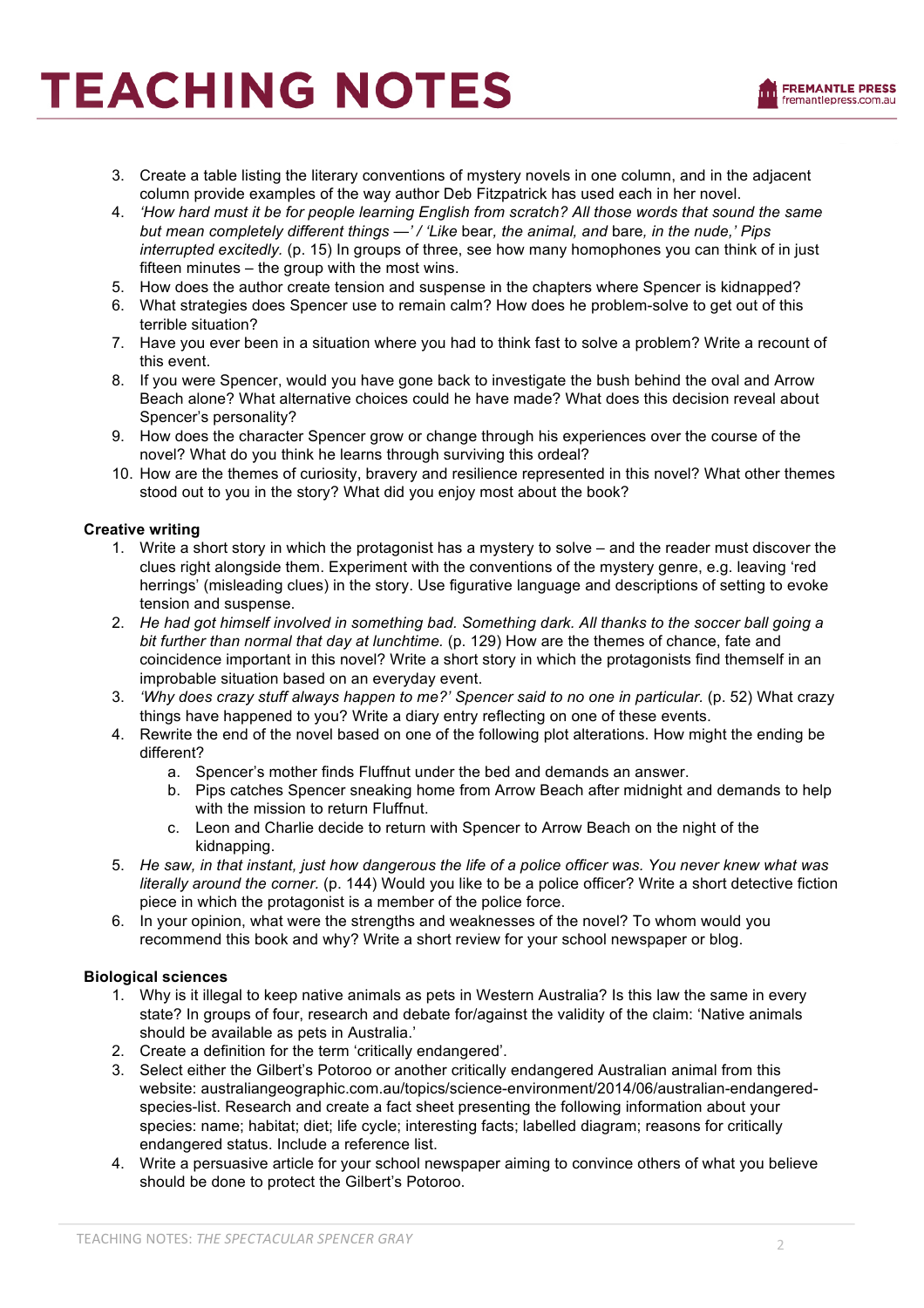3. Create a table listing the literary conventions of mystery novels in one column, and in the adjacent column provide examples of the way author Deb Fitzpatrick has used each in her novel.
4. *'How hard must it be for people learning English from scratch? All those words that sound the same but mean completely different things —' / 'Like* bear, *the animal, and* bare, *in the nude,' Pips interrupted excitedly.* (p. 15) In groups of three, see how many homophones you can think of in just fifteen minutes – the group with the most wins.
5. How does the author create tension and suspense in the chapters where Spencer is kidnapped?
6. What strategies does Spencer use to remain calm? How does he problem-solve to get out of this terrible situation?
7. Have you ever been in a situation where you had to think fast to solve a problem? Write a recount of this event.
8. If you were Spencer, would you have gone back to investigate the bush behind the oval and Arrow Beach alone? What alternative choices could he have made? What does this decision reveal about Spencer's personality?
9. How does the character Spencer grow or change through his experiences over the course of the novel? What do you think he learns through surviving this ordeal?
10. How are the themes of curiosity, bravery and resilience represented in this novel? What other themes stood out to you in the story? What did you enjoy most about the book?

**Creative writing**

1. Write a short story in which the protagonist has a mystery to solve – and the reader must discover the clues right alongside them. Experiment with the conventions of the mystery genre, e.g. leaving 'red herrings' (misleading clues) in the story. Use figurative language and descriptions of setting to evoke tension and suspense.
2. *He had got himself involved in something bad. Something dark. All thanks to the soccer ball going a bit further than normal that day at lunchtime.* (p. 129) How are the themes of chance, fate and coincidence important in this novel? Write a short story in which the protagonists find themself in an improbable situation based on an everyday event.
3. *'Why does crazy stuff always happen to me?' Spencer said to no one in particular.* (p. 52) What crazy things have happened to you? Write a diary entry reflecting on one of these events.
4. Rewrite the end of the novel based on one of the following plot alterations. How might the ending be different?
    a. Spencer's mother finds Fluffnut under the bed and demands an answer.
    b. Pips catches Spencer sneaking home from Arrow Beach after midnight and demands to help with the mission to return Fluffnut.
    c. Leon and Charlie decide to return with Spencer to Arrow Beach on the night of the kidnapping.
5. *He saw, in that instant, just how dangerous the life of a police officer was. You never knew what was literally around the corner.* (p. 144) Would you like to be a police officer? Write a short detective fiction piece in which the protagonist is a member of the police force.
6. In your opinion, what were the strengths and weaknesses of the novel? To whom would you recommend this book and why? Write a short review for your school newspaper or blog.

**Biological sciences**

1. Why is it illegal to keep native animals as pets in Western Australia? Is this law the same in every state? In groups of four, research and debate for/against the validity of the claim: 'Native animals should be available as pets in Australia.'
2. Create a definition for the term 'critically endangered'.
3. Select either the Gilbert's Potoroo or another critically endangered Australian animal from this website: australiangeographic.com.au/topics/science-environment/2014/06/australian-endangered-species-list. Research and create a fact sheet presenting the following information about your species: name; habitat; diet; life cycle; interesting facts; labelled diagram; reasons for critically endangered status. Include a reference list.
4. Write a persuasive article for your school newspaper aiming to convince others of what you believe should be done to protect the Gilbert's Potoroo.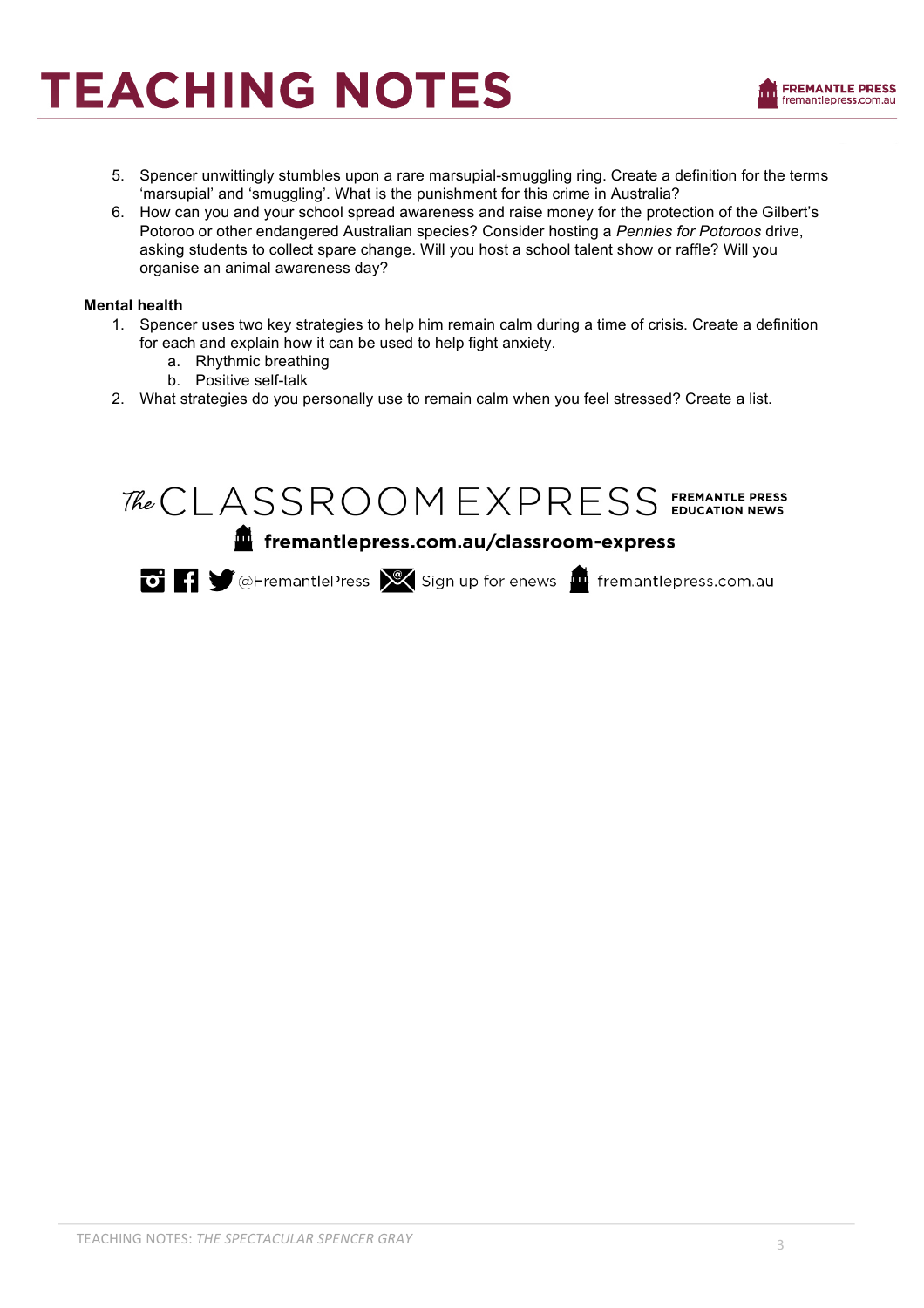5. Spencer unwittingly stumbles upon a rare marsupial-smuggling ring. Create a definition for the terms 'marsupial' and 'smuggling'. What is the punishment for this crime in Australia?
6. How can you and your school spread awareness and raise money for the protection of the Gilbert's Potoroo or other endangered Australian species? Consider hosting a *Pennies for Potoroos* drive, asking students to collect spare change. Will you host a school talent show or raffle? Will you organise an animal awareness day?

**Mental health**

1. Spencer uses two key strategies to help him remain calm during a time of crisis. Create a definition for each and explain how it can be used to help fight anxiety.
   a. Rhythmic breathing
   b. Positive self-talk
2. What strategies do you personally use to remain calm when you feel stressed? Create a list.

The CLASSROOM EXPRESS FREMANTLE PRESS EDUCATION NEWS

fremantlepress.com.au/classroom-express

@FremantlePress Sign up for enews fremantlepress.com.au